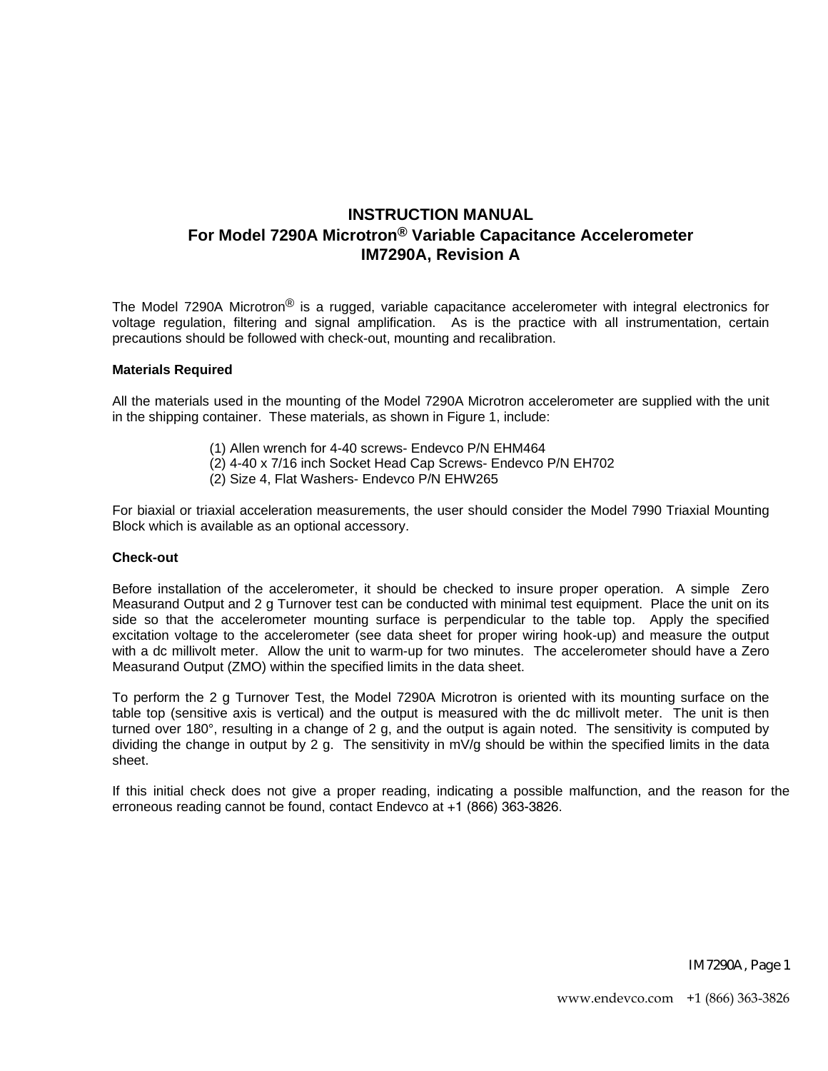# INSTRUCTION MANUAL
## For Model 7290A Microtron® Variable Capacitance Accelerometer
## IM7290A, Revision A

The Model 7290A Microtron® is a rugged, variable capacitance accelerometer with integral electronics for voltage regulation, filtering and signal amplification. As is the practice with all instrumentation, certain precautions should be followed with check-out, mounting and recalibration.

**Materials Required**

All the materials used in the mounting of the Model 7290A Microtron accelerometer are supplied with the unit in the shipping container. These materials, as shown in Figure 1, include:

(1) Allen wrench for 4-40 screws- Endevco P/N EHM464
(2) 4-40 x 7/16 inch Socket Head Cap Screws- Endevco P/N EH702
(2) Size 4, Flat Washers- Endevco P/N EHW265

For biaxial or triaxial acceleration measurements, the user should consider the Model 7990 Triaxial Mounting Block which is available as an optional accessory.

**Check-out**

Before installation of the accelerometer, it should be checked to insure proper operation. A simple Zero Measurand Output and 2 g Turnover test can be conducted with minimal test equipment. Place the unit on its side so that the accelerometer mounting surface is perpendicular to the table top. Apply the specified excitation voltage to the accelerometer (see data sheet for proper wiring hook-up) and measure the output with a dc millivolt meter. Allow the unit to warm-up for two minutes. The accelerometer should have a Zero Measurand Output (ZMO) within the specified limits in the data sheet.

To perform the 2 g Turnover Test, the Model 7290A Microtron is oriented with its mounting surface on the table top (sensitive axis is vertical) and the output is measured with the dc millivolt meter. The unit is then turned over 180°, resulting in a change of 2 g, and the output is again noted. The sensitivity is computed by dividing the change in output by 2 g. The sensitivity in mV/g should be within the specified limits in the data sheet.

If this initial check does not give a proper reading, indicating a possible malfunction, and the reason for the erroneous reading cannot be found, contact Endevco at +1 (866) 363-3826.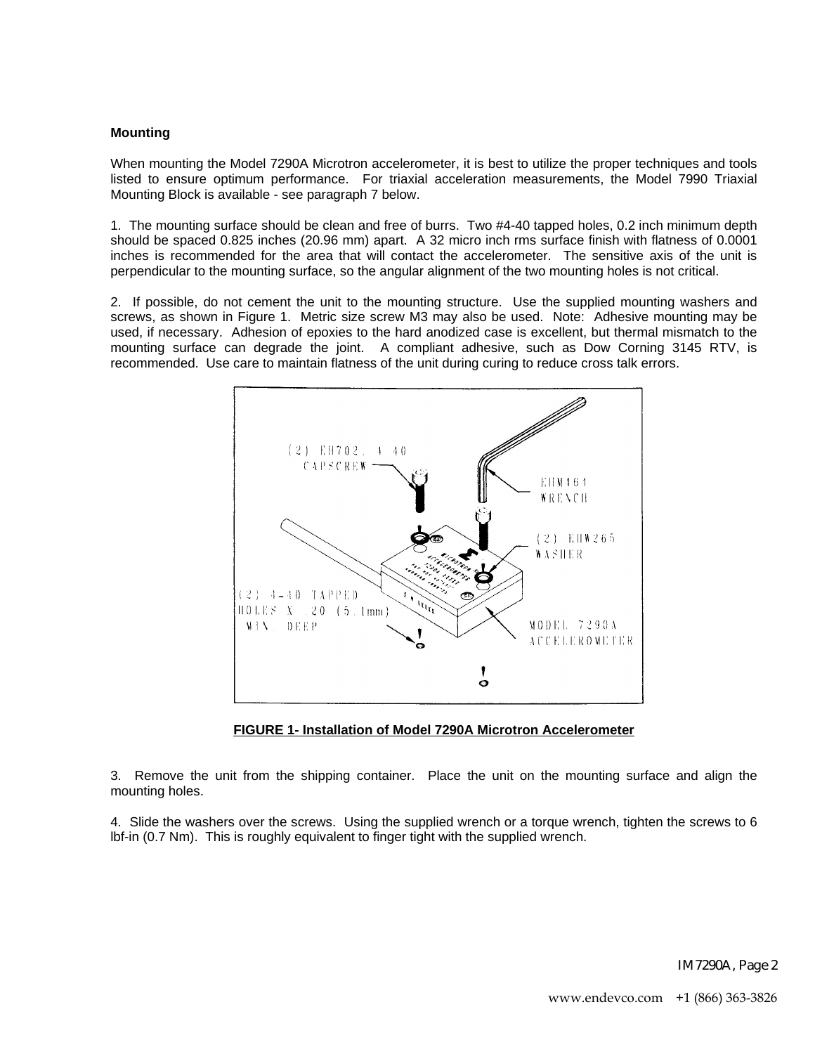**Mounting**

When mounting the Model 7290A Microtron accelerometer, it is best to utilize the proper techniques and tools listed to ensure optimum performance. For triaxial acceleration measurements, the Model 7990 Triaxial Mounting Block is available - see paragraph 7 below.

1. The mounting surface should be clean and free of burrs. Two #4-40 tapped holes, 0.2 inch minimum depth should be spaced 0.825 inches (20.96 mm) apart. A 32 micro inch rms surface finish with flatness of 0.0001 inches is recommended for the area that will contact the accelerometer. The sensitive axis of the unit is perpendicular to the mounting surface, so the angular alignment of the two mounting holes is not critical.

2. If possible, do not cement the unit to the mounting structure. Use the supplied mounting washers and screws, as shown in Figure 1. Metric size screw M3 may also be used. Note: Adhesive mounting may be used, if necessary. Adhesion of epoxies to the hard anodized case is excellent, but thermal mismatch to the mounting surface can degrade the joint. A compliant adhesive, such as Dow Corning 3145 RTV, is recommended. Use care to maintain flatness of the unit during curing to reduce cross talk errors.

(2) EH702, 4-40 CAPSCREW

EHM464 WRENCH

(2) EHW265 WASHER

(2) 4-40 TAPPED HOLES X .20 (5.1mm) MIN. DEEP

MODEL 7290A ACCELEROMETER

**FIGURE 1- Installation of Model 7290A Microtron Accelerometer**

3. Remove the unit from the shipping container. Place the unit on the mounting surface and align the mounting holes.

4. Slide the washers over the screws. Using the supplied wrench or a torque wrench, tighten the screws to 6 lbf-in (0.7 Nm). This is roughly equivalent to finger tight with the supplied wrench.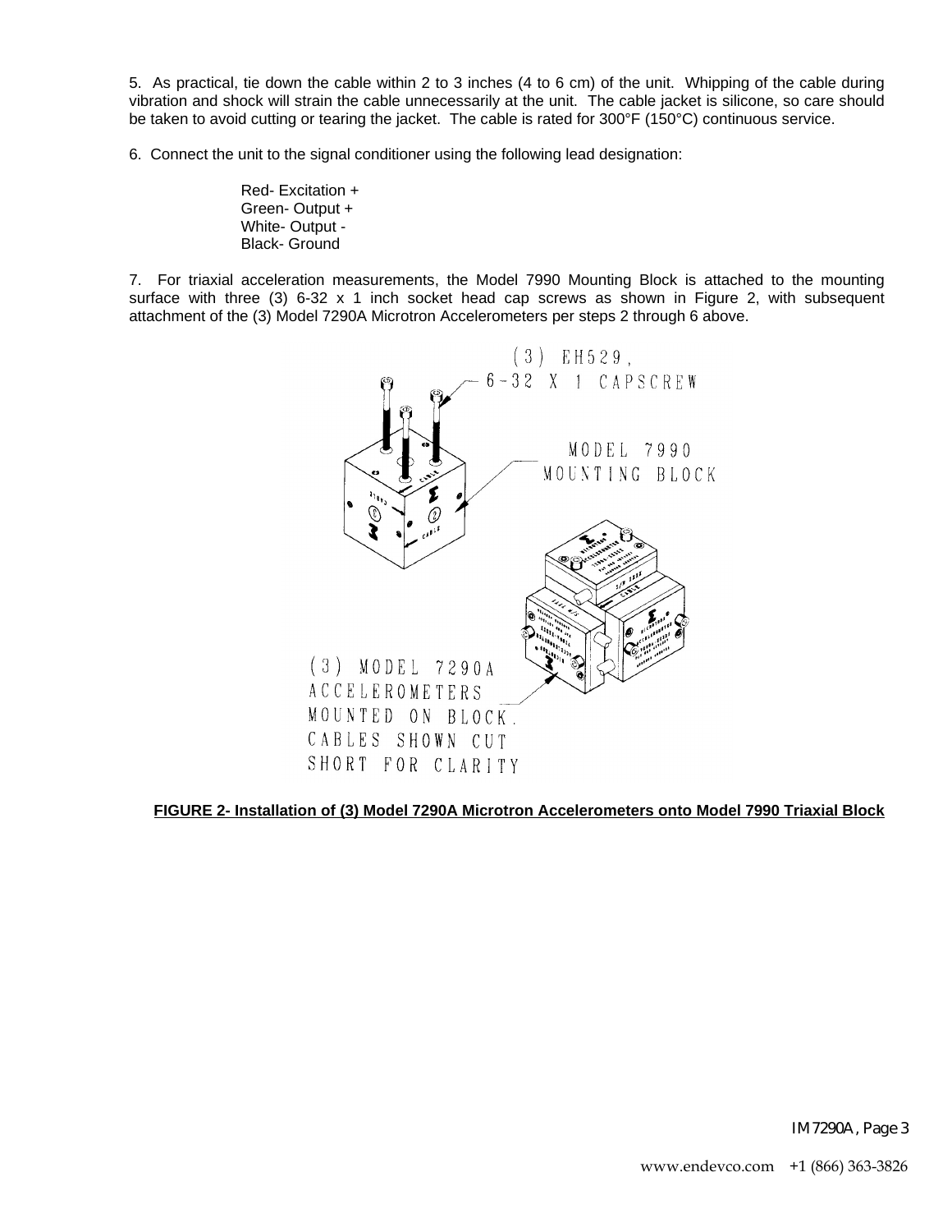5. As practical, tie down the cable within 2 to 3 inches (4 to 6 cm) of the unit. Whipping of the cable during vibration and shock will strain the cable unnecessarily at the unit. The cable jacket is silicone, so care should be taken to avoid cutting or tearing the jacket. The cable is rated for 300°F (150°C) continuous service.

6. Connect the unit to the signal conditioner using the following lead designation:

Red- Excitation +
Green- Output +
White- Output -
Black- Ground

7. For triaxial acceleration measurements, the Model 7990 Mounting Block is attached to the mounting surface with three (3) 6-32 x 1 inch socket head cap screws as shown in Figure 2, with subsequent attachment of the (3) Model 7290A Microtron Accelerometers per steps 2 through 6 above.

(3) EH529, 6-32 X 1 CAPSCREW

MODEL 7990 MOUNTING BLOCK

(3) MODEL 7290A ACCELEROMETERS MOUNTED ON BLOCK. CABLES SHOWN CUT SHORT FOR CLARITY

**FIGURE 2- Installation of (3) Model 7290A Microtron Accelerometers onto Model 7990 Triaxial Block**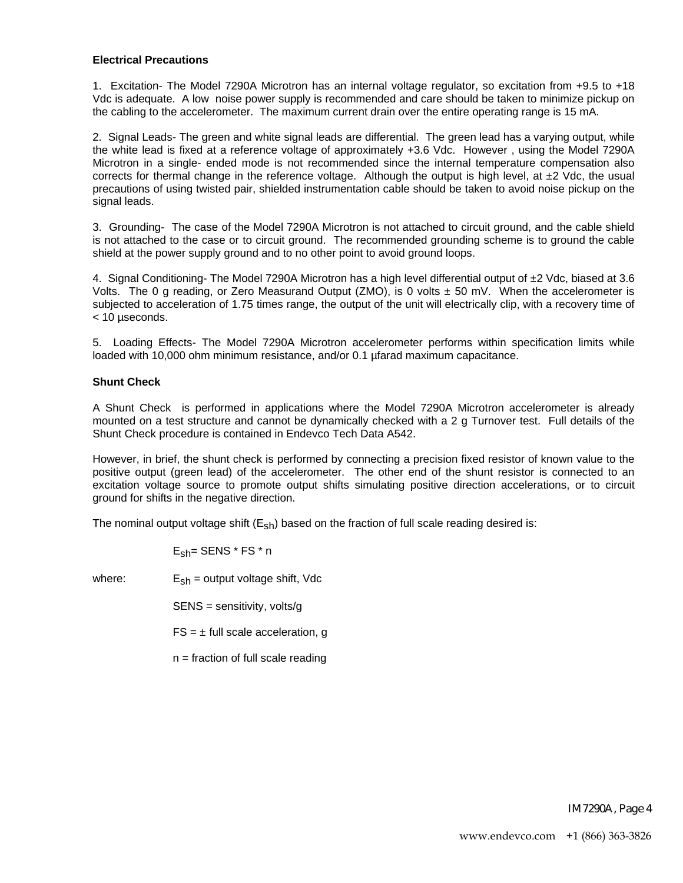**Electrical Precautions**

1. Excitation- The Model 7290A Microtron has an internal voltage regulator, so excitation from +9.5 to +18 Vdc is adequate. A low noise power supply is recommended and care should be taken to minimize pickup on the cabling to the accelerometer. The maximum current drain over the entire operating range is 15 mA.

2. Signal Leads- The green and white signal leads are differential. The green lead has a varying output, while the white lead is fixed at a reference voltage of approximately +3.6 Vdc. However , using the Model 7290A Microtron in a single- ended mode is not recommended since the internal temperature compensation also corrects for thermal change in the reference voltage. Although the output is high level, at ±2 Vdc, the usual precautions of using twisted pair, shielded instrumentation cable should be taken to avoid noise pickup on the signal leads.

3. Grounding- The case of the Model 7290A Microtron is not attached to circuit ground, and the cable shield is not attached to the case or to circuit ground. The recommended grounding scheme is to ground the cable shield at the power supply ground and to no other point to avoid ground loops.

4. Signal Conditioning- The Model 7290A Microtron has a high level differential output of ±2 Vdc, biased at 3.6 Volts. The 0 g reading, or Zero Measurand Output (ZMO), is 0 volts ± 50 mV. When the accelerometer is subjected to acceleration of 1.75 times range, the output of the unit will electrically clip, with a recovery time of < 10 µseconds.

5. Loading Effects- The Model 7290A Microtron accelerometer performs within specification limits while loaded with 10,000 ohm minimum resistance, and/or 0.1 µfarad maximum capacitance.

**Shunt Check**

A Shunt Check is performed in applications where the Model 7290A Microtron accelerometer is already mounted on a test structure and cannot be dynamically checked with a 2 g Turnover test. Full details of the Shunt Check procedure is contained in Endevco Tech Data A542.

However, in brief, the shunt check is performed by connecting a precision fixed resistor of known value to the positive output (green lead) of the accelerometer. The other end of the shunt resistor is connected to an excitation voltage source to promote output shifts simulating positive direction accelerations, or to circuit ground for shifts in the negative direction.

The nominal output voltage shift ($E_{sh}$) based on the fraction of full scale reading desired is:

$$E_{sh} = SENS * FS * n$$

where: $E_{sh}$ = output voltage shift, Vdc

SENS = sensitivity, volts/g

FS = ± full scale acceleration, g

n = fraction of full scale reading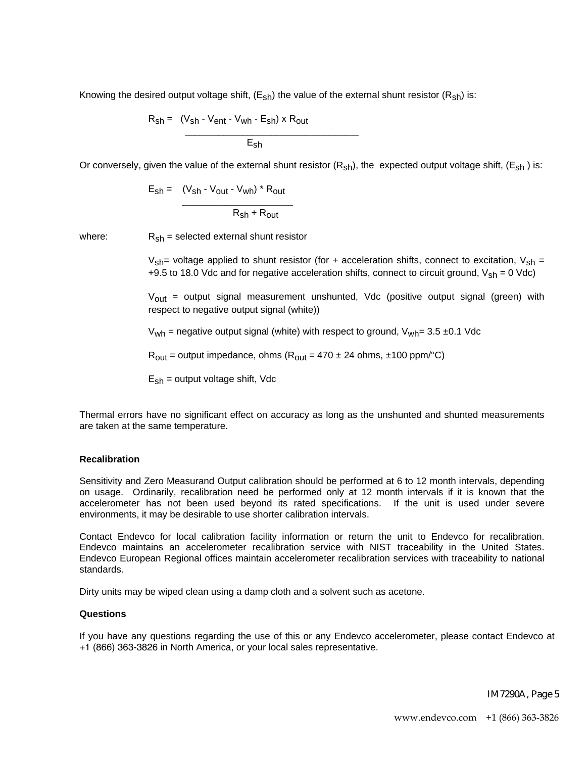Knowing the desired output voltage shift, ($E_{sh}$) the value of the external shunt resistor ($R_{sh}$) is:

$$R_{sh} = \frac{(V_{sh} - V_{ent} - V_{wh} - E_{sh}) \times R_{out}}{E_{sh}}$$

Or conversely, given the value of the external shunt resistor ($R_{sh}$), the expected output voltage shift, ($E_{sh}$ ) is:

$$E_{sh} = \frac{(V_{sh} - V_{out} - V_{wh}) * R_{out}}{R_{sh} + R_{out}}$$

where:

$R_{sh}$ = selected external shunt resistor

$V_{sh}$= voltage applied to shunt resistor (for + acceleration shifts, connect to excitation, $V_{sh}$ = +9.5 to 18.0 Vdc and for negative acceleration shifts, connect to circuit ground, $V_{sh}$ = 0 Vdc)

$V_{out}$ = output signal measurement unshunted, Vdc (positive output signal (green) with respect to negative output signal (white))

$V_{wh}$ = negative output signal (white) with respect to ground, $V_{wh}$= 3.5 ±0.1 Vdc

$R_{out}$ = output impedance, ohms ($R_{out}$ = 470 ± 24 ohms, ±100 ppm/°C)

$E_{sh}$ = output voltage shift, Vdc

Thermal errors have no significant effect on accuracy as long as the unshunted and shunted measurements are taken at the same temperature.

**Recalibration**

Sensitivity and Zero Measurand Output calibration should be performed at 6 to 12 month intervals, depending on usage. Ordinarily, recalibration need be performed only at 12 month intervals if it is known that the accelerometer has not been used beyond its rated specifications. If the unit is used under severe environments, it may be desirable to use shorter calibration intervals.

Contact Endevco for local calibration facility information or return the unit to Endevco for recalibration. Endevco maintains an accelerometer recalibration service with NIST traceability in the United States. Endevco European Regional offices maintain accelerometer recalibration services with traceability to national standards.

Dirty units may be wiped clean using a damp cloth and a solvent such as acetone.

**Questions**

If you have any questions regarding the use of this or any Endevco accelerometer, please contact Endevco at +1 (866) 363-3826 in North America, or your local sales representative.